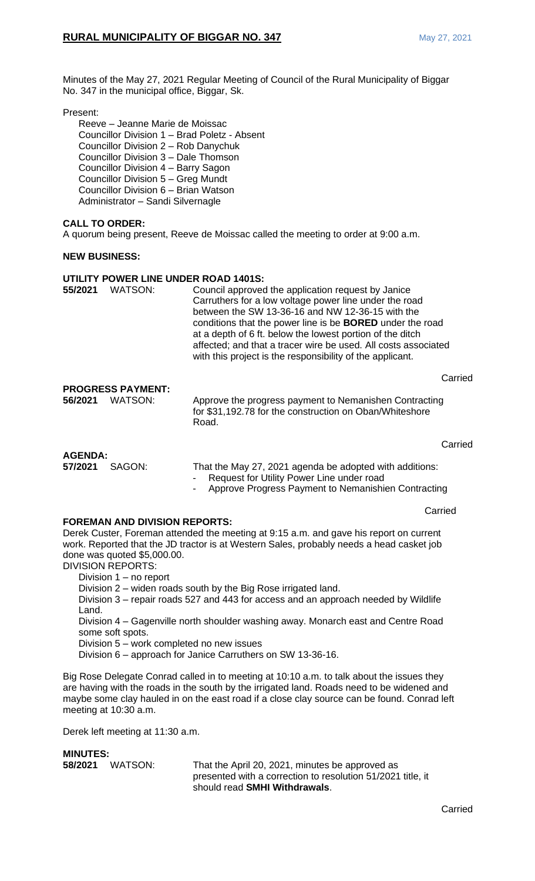Minutes of the May 27, 2021 Regular Meeting of Council of the Rural Municipality of Biggar No. 347 in the municipal office, Biggar, Sk.

Present:

- Reeve – Jeanne Marie de Moissac
- Councillor Division 1 – Brad Poletz - Absent
- Councillor Division 2 – Rob Danychuk
- Councillor Division 3 – Dale Thomson
- Councillor Division 4 – Barry Sagon
- Councillor Division 5 – Greg Mundt
- Councillor Division 6 – Brian Watson
- Administrator – Sandi Silvernagle

**CALL TO ORDER:**

A quorum being present, Reeve de Moissac called the meeting to order at 9:00 a.m.

**NEW BUSINESS:**

**UTILITY POWER LINE UNDER ROAD 1401S:**

**55/2021** WATSON: Council approved the application request by Janice Carruthers for a low voltage power line under the road between the SW 13-36-16 and NW 12-36-15 with the conditions that the power line is be **BORED** under the road at a depth of 6 ft. below the lowest portion of the ditch affected; and that a tracer wire be used. All costs associated with this project is the responsibility of the applicant.

Carried

**PROGRESS PAYMENT:**

**56/2021** WATSON: Approve the progress payment to Nemanishen Contracting for $31,192.78 for the construction on Oban/Whiteshore Road.

Carried

**AGENDA:**

**57/2021** SAGON: That the May 27, 2021 agenda be adopted with additions:

- Request for Utility Power Line under road
- Approve Progress Payment to Nemanishien Contracting

Carried

**FOREMAN AND DIVISION REPORTS:**

Derek Custer, Foreman attended the meeting at 9:15 a.m. and gave his report on current work. Reported that the JD tractor is at Western Sales, probably needs a head casket job done was quoted $5,000.00.

DIVISION REPORTS:

- Division 1 – no report
- Division 2 – widen roads south by the Big Rose irrigated land.
- Division 3 – repair roads 527 and 443 for access and an approach needed by Wildlife Land.
- Division 4 – Gagenville north shoulder washing away. Monarch east and Centre Road some soft spots.
- Division 5 – work completed no new issues
- Division 6 – approach for Janice Carruthers on SW 13-36-16.

Big Rose Delegate Conrad called in to meeting at 10:10 a.m. to talk about the issues they are having with the roads in the south by the irrigated land. Roads need to be widened and maybe some clay hauled in on the east road if a close clay source can be found. Conrad left meeting at 10:30 a.m.

Derek left meeting at 11:30 a.m.

**MINUTES:**

**58/2021** WATSON: That the April 20, 2021, minutes be approved as presented with a correction to resolution 51/2021 title, it should read **SMHI Withdrawals**.

Carried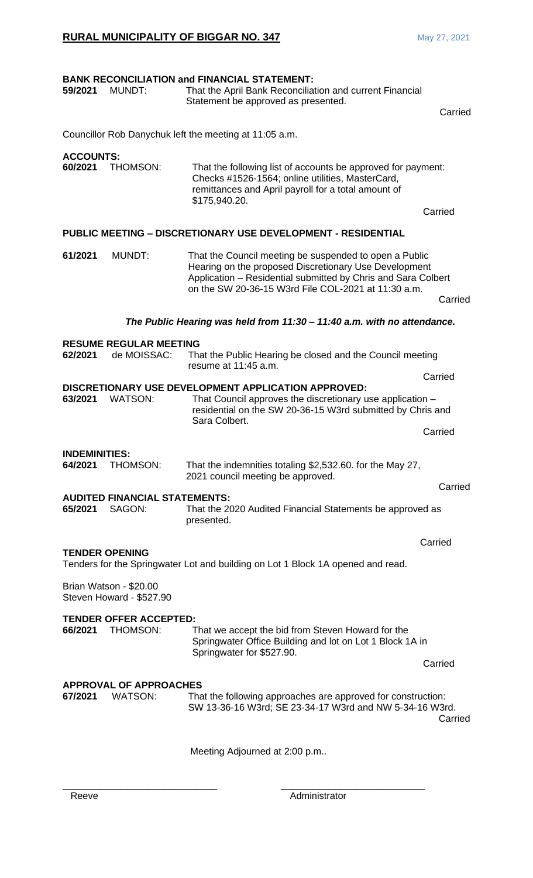## BANK RECONCILIATION and FINANCIAL STATEMENT:

**59/2021** MUNDT: That the April Bank Reconciliation and current Financial Statement be approved as presented.

Carried

Councillor Rob Danychuk left the meeting at 11:05 a.m.

## ACCOUNTS:

**60/2021** THOMSON: That the following list of accounts be approved for payment: Checks #1526-1564; online utilities, MasterCard, remittances and April payroll for a total amount of $175,940.20.

Carried

## PUBLIC MEETING – DISCRETIONARY USE DEVELOPMENT - RESIDENTIAL

**61/2021** MUNDT: That the Council meeting be suspended to open a Public Hearing on the proposed Discretionary Use Development Application – Residential submitted by Chris and Sara Colbert on the SW 20-36-15 W3rd File COL-2021 at 11:30 a.m.

Carried

***The Public Hearing was held from 11:30 – 11:40 a.m. with no attendance.***

## RESUME REGULAR MEETING

**62/2021** de MOISSAC: That the Public Hearing be closed and the Council meeting resume at 11:45 a.m.

Carried

## DISCRETIONARY USE DEVELOPMENT APPLICATION APPROVED:

**63/2021** WATSON: That Council approves the discretionary use application – residential on the SW 20-36-15 W3rd submitted by Chris and Sara Colbert.

Carried

## INDEMINITIES:

**64/2021** THOMSON: That the indemnities totaling $2,532.60. for the May 27, 2021 council meeting be approved.

Carried

## AUDITED FINANCIAL STATEMENTS:

**65/2021** SAGON: That the 2020 Audited Financial Statements be approved as presented.

Carried

## TENDER OPENING

Tenders for the Springwater Lot and building on Lot 1 Block 1A opened and read.

Brian Watson - $20.00
Steven Howard - $527.90

## TENDER OFFER ACCEPTED:

**66/2021** THOMSON: That we accept the bid from Steven Howard for the Springwater Office Building and lot on Lot 1 Block 1A in Springwater for $527.90.

Carried

## APPROVAL OF APPROACHES

**67/2021** WATSON: That the following approaches are approved for construction: SW 13-36-16 W3rd; SE 23-34-17 W3rd and NW 5-34-16 W3rd.

Carried

Meeting Adjourned at 2:00 p.m..

\_\_\_\_\_\_\_\_\_\_\_\_\_\_\_\_\_\_\_\_\_\_\_\_\_\_\_\_ \_\_\_\_\_\_\_\_\_\_\_\_\_\_\_\_\_\_\_\_\_\_\_\_\_\_\_\_

Reeve Administrator